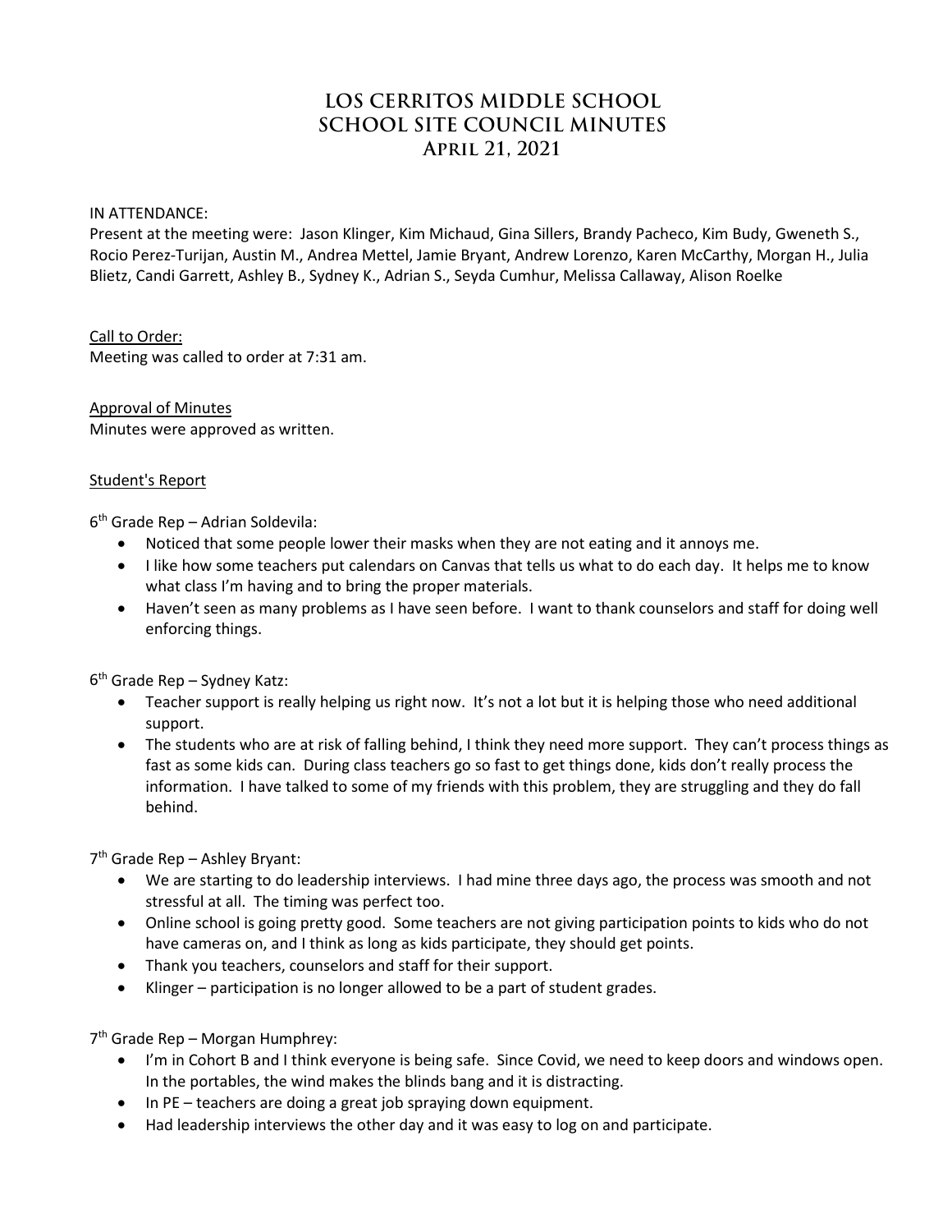# LOS CERRITOS MIDDLE SCHOOL
# SCHOOL SITE COUNCIL MINUTES
## April 21, 2021

IN ATTENDANCE:
Present at the meeting were: Jason Klinger, Kim Michaud, Gina Sillers, Brandy Pacheco, Kim Budy, Gweneth S., Rocio Perez-Turijan, Austin M., Andrea Mettel, Jamie Bryant, Andrew Lorenzo, Karen McCarthy, Morgan H., Julia Blietz, Candi Garrett, Ashley B., Sydney K., Adrian S., Seyda Cumhur, Melissa Callaway, Alison Roelke

<u>Call to Order:</u>
Meeting was called to order at 7:31 am.

<u>Approval of Minutes</u>
Minutes were approved as written.

<u>Student's Report</u>

6th Grade Rep – Adrian Soldevila:

- Noticed that some people lower their masks when they are not eating and it annoys me.
- I like how some teachers put calendars on Canvas that tells us what to do each day. It helps me to know what class I'm having and to bring the proper materials.
- Haven't seen as many problems as I have seen before. I want to thank counselors and staff for doing well enforcing things.

6th Grade Rep – Sydney Katz:

- Teacher support is really helping us right now. It's not a lot but it is helping those who need additional support.
- The students who are at risk of falling behind, I think they need more support. They can't process things as fast as some kids can. During class teachers go so fast to get things done, kids don't really process the information. I have talked to some of my friends with this problem, they are struggling and they do fall behind.

7th Grade Rep – Ashley Bryant:

- We are starting to do leadership interviews. I had mine three days ago, the process was smooth and not stressful at all. The timing was perfect too.
- Online school is going pretty good. Some teachers are not giving participation points to kids who do not have cameras on, and I think as long as kids participate, they should get points.
- Thank you teachers, counselors and staff for their support.
- Klinger – participation is no longer allowed to be a part of student grades.

7th Grade Rep – Morgan Humphrey:

- I'm in Cohort B and I think everyone is being safe. Since Covid, we need to keep doors and windows open. In the portables, the wind makes the blinds bang and it is distracting.
- In PE – teachers are doing a great job spraying down equipment.
- Had leadership interviews the other day and it was easy to log on and participate.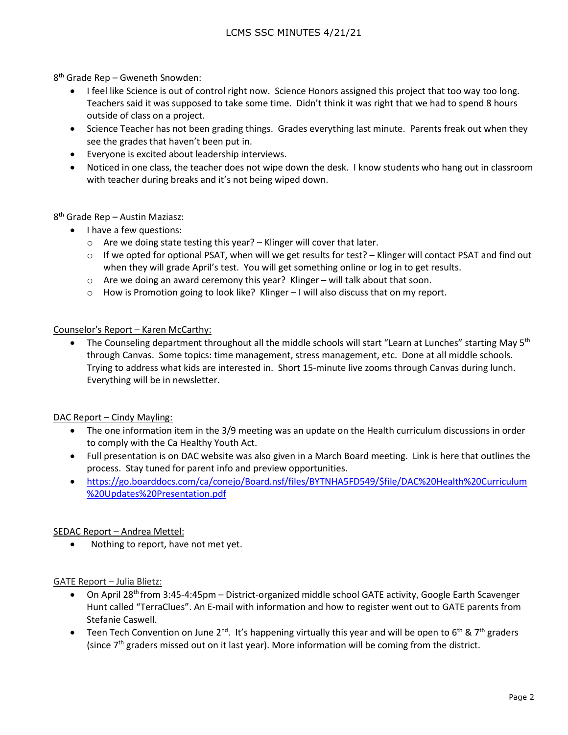8th Grade Rep – Gweneth Snowden:

- I feel like Science is out of control right now. Science Honors assigned this project that too way too long. Teachers said it was supposed to take some time. Didn't think it was right that we had to spend 8 hours outside of class on a project.
- Science Teacher has not been grading things. Grades everything last minute. Parents freak out when they see the grades that haven't been put in.
- Everyone is excited about leadership interviews.
- Noticed in one class, the teacher does not wipe down the desk. I know students who hang out in classroom with teacher during breaks and it's not being wiped down.

8th Grade Rep – Austin Maziasz:

- I have a few questions:
  - Are we doing state testing this year? – Klinger will cover that later.
  - If we opted for optional PSAT, when will we get results for test? – Klinger will contact PSAT and find out when they will grade April's test. You will get something online or log in to get results.
  - Are we doing an award ceremony this year? Klinger – will talk about that soon.
  - How is Promotion going to look like? Klinger – I will also discuss that on my report.

<u>Counselor's Report – Karen McCarthy:</u>

- The Counseling department throughout all the middle schools will start "Learn at Lunches" starting May 5th through Canvas. Some topics: time management, stress management, etc. Done at all middle schools. Trying to address what kids are interested in. Short 15-minute live zooms through Canvas during lunch. Everything will be in newsletter.

<u>DAC Report – Cindy Mayling:</u>

- The one information item in the 3/9 meeting was an update on the Health curriculum discussions in order to comply with the Ca Healthy Youth Act.
- Full presentation is on DAC website was also given in a March Board meeting. Link is here that outlines the process. Stay tuned for parent info and preview opportunities.
- https://go.boarddocs.com/ca/conejo/Board.nsf/files/BYTNHA5FD549/$file/DAC%20Health%20Curriculum%20Updates%20Presentation.pdf

<u>SEDAC Report – Andrea Mettel:</u>

- Nothing to report, have not met yet.

<u>GATE Report – Julia Blietz:</u>

- On April 28th from 3:45-4:45pm – District-organized middle school GATE activity, Google Earth Scavenger Hunt called "TerraClues". An E-mail with information and how to register went out to GATE parents from Stefanie Caswell.
- Teen Tech Convention on June 2nd. It's happening virtually this year and will be open to 6th & 7th graders (since 7th graders missed out on it last year). More information will be coming from the district.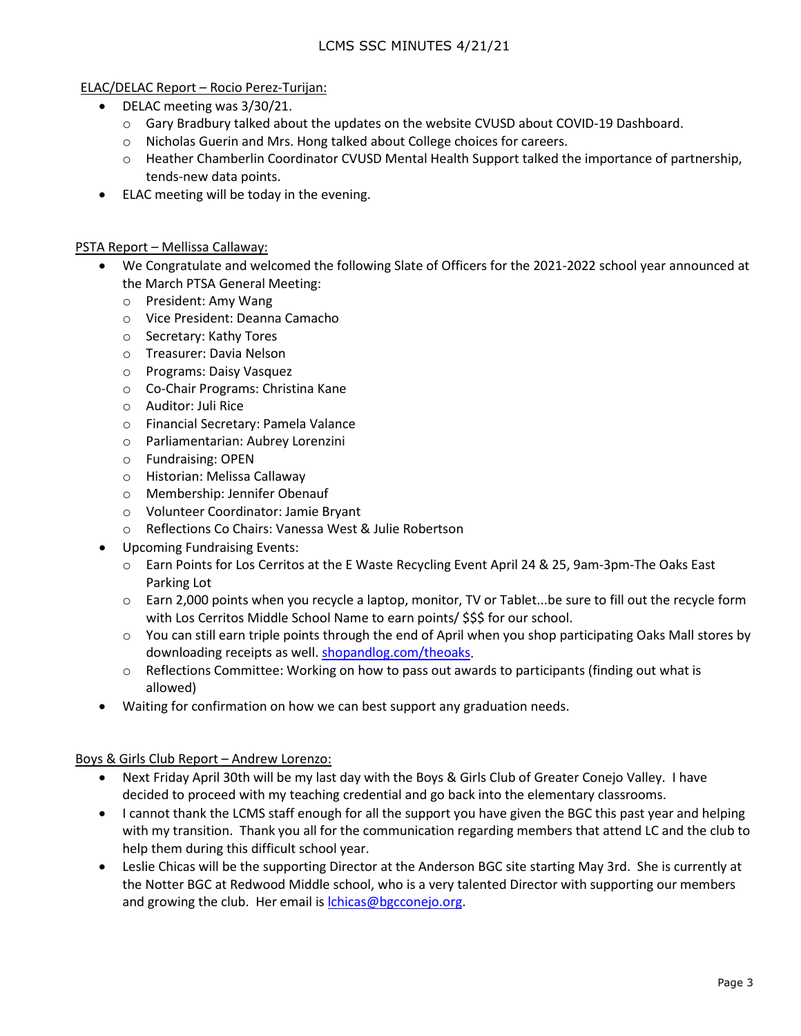ELAC/DELAC Report – Rocio Perez-Turijan:

- DELAC meeting was 3/30/21.
  - Gary Bradbury talked about the updates on the website CVUSD about COVID-19 Dashboard.
  - Nicholas Guerin and Mrs. Hong talked about College choices for careers.
  - Heather Chamberlin Coordinator CVUSD Mental Health Support talked the importance of partnership, tends-new data points.
- ELAC meeting will be today in the evening.

PSTA Report – Mellissa Callaway:

- We Congratulate and welcomed the following Slate of Officers for the 2021-2022 school year announced at the March PTSA General Meeting:
  - President: Amy Wang
  - Vice President: Deanna Camacho
  - Secretary: Kathy Tores
  - Treasurer: Davia Nelson
  - Programs: Daisy Vasquez
  - Co-Chair Programs: Christina Kane
  - Auditor: Juli Rice
  - Financial Secretary: Pamela Valance
  - Parliamentarian: Aubrey Lorenzini
  - Fundraising: OPEN
  - Historian: Melissa Callaway
  - Membership: Jennifer Obenauf
  - Volunteer Coordinator: Jamie Bryant
  - Reflections Co Chairs: Vanessa West & Julie Robertson
- Upcoming Fundraising Events:
  - Earn Points for Los Cerritos at the E Waste Recycling Event April 24 & 25, 9am-3pm-The Oaks East Parking Lot
  - Earn 2,000 points when you recycle a laptop, monitor, TV or Tablet...be sure to fill out the recycle form with Los Cerritos Middle School Name to earn points/ $$$ for our school.
  - You can still earn triple points through the end of April when you shop participating Oaks Mall stores by downloading receipts as well. shopandlog.com/theoaks.
  - Reflections Committee: Working on how to pass out awards to participants (finding out what is allowed)
- Waiting for confirmation on how we can best support any graduation needs.

Boys & Girls Club Report – Andrew Lorenzo:

- Next Friday April 30th will be my last day with the Boys & Girls Club of Greater Conejo Valley. I have decided to proceed with my teaching credential and go back into the elementary classrooms.
- I cannot thank the LCMS staff enough for all the support you have given the BGC this past year and helping with my transition. Thank you all for the communication regarding members that attend LC and the club to help them during this difficult school year.
- Leslie Chicas will be the supporting Director at the Anderson BGC site starting May 3rd. She is currently at the Notter BGC at Redwood Middle school, who is a very talented Director with supporting our members and growing the club. Her email is lchicas@bgcconejo.org.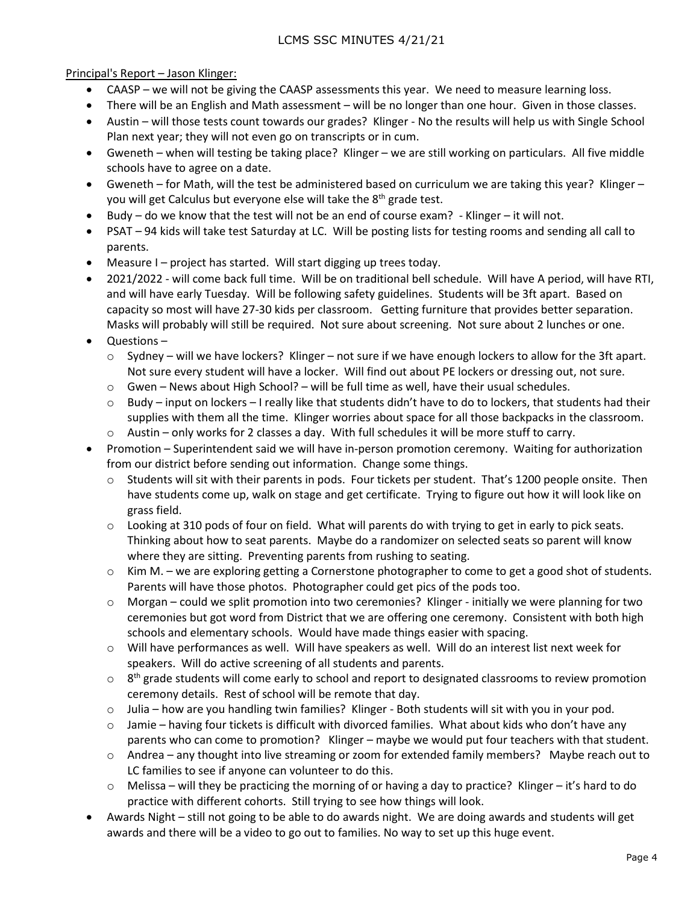Principal's Report – Jason Klinger:

- CAASP – we will not be giving the CAASP assessments this year. We need to measure learning loss.
- There will be an English and Math assessment – will be no longer than one hour. Given in those classes.
- Austin – will those tests count towards our grades? Klinger - No the results will help us with Single School Plan next year; they will not even go on transcripts or in cum.
- Gweneth – when will testing be taking place? Klinger – we are still working on particulars. All five middle schools have to agree on a date.
- Gweneth – for Math, will the test be administered based on curriculum we are taking this year? Klinger – you will get Calculus but everyone else will take the 8th grade test.
- Budy – do we know that the test will not be an end of course exam? - Klinger – it will not.
- PSAT – 94 kids will take test Saturday at LC. Will be posting lists for testing rooms and sending all call to parents.
- Measure I – project has started. Will start digging up trees today.
- 2021/2022 - will come back full time. Will be on traditional bell schedule. Will have A period, will have RTI, and will have early Tuesday. Will be following safety guidelines. Students will be 3ft apart. Based on capacity so most will have 27-30 kids per classroom. Getting furniture that provides better separation. Masks will probably will still be required. Not sure about screening. Not sure about 2 lunches or one.
- Questions –
  - Sydney – will we have lockers? Klinger – not sure if we have enough lockers to allow for the 3ft apart. Not sure every student will have a locker. Will find out about PE lockers or dressing out, not sure.
  - Gwen – News about High School? – will be full time as well, have their usual schedules.
  - Budy – input on lockers – I really like that students didn't have to do to lockers, that students had their supplies with them all the time. Klinger worries about space for all those backpacks in the classroom.
  - Austin – only works for 2 classes a day. With full schedules it will be more stuff to carry.
- Promotion – Superintendent said we will have in-person promotion ceremony. Waiting for authorization from our district before sending out information. Change some things.
  - Students will sit with their parents in pods. Four tickets per student. That's 1200 people onsite. Then have students come up, walk on stage and get certificate. Trying to figure out how it will look like on grass field.
  - Looking at 310 pods of four on field. What will parents do with trying to get in early to pick seats. Thinking about how to seat parents. Maybe do a randomizer on selected seats so parent will know where they are sitting. Preventing parents from rushing to seating.
  - Kim M. – we are exploring getting a Cornerstone photographer to come to get a good shot of students. Parents will have those photos. Photographer could get pics of the pods too.
  - Morgan – could we split promotion into two ceremonies? Klinger - initially we were planning for two ceremonies but got word from District that we are offering one ceremony. Consistent with both high schools and elementary schools. Would have made things easier with spacing.
  - Will have performances as well. Will have speakers as well. Will do an interest list next week for speakers. Will do active screening of all students and parents.
  - 8th grade students will come early to school and report to designated classrooms to review promotion ceremony details. Rest of school will be remote that day.
  - Julia – how are you handling twin families? Klinger - Both students will sit with you in your pod.
  - Jamie – having four tickets is difficult with divorced families. What about kids who don't have any parents who can come to promotion? Klinger – maybe we would put four teachers with that student.
  - Andrea – any thought into live streaming or zoom for extended family members? Maybe reach out to LC families to see if anyone can volunteer to do this.
  - Melissa – will they be practicing the morning of or having a day to practice? Klinger – it's hard to do practice with different cohorts. Still trying to see how things will look.
- Awards Night – still not going to be able to do awards night. We are doing awards and students will get awards and there will be a video to go out to families. No way to set up this huge event.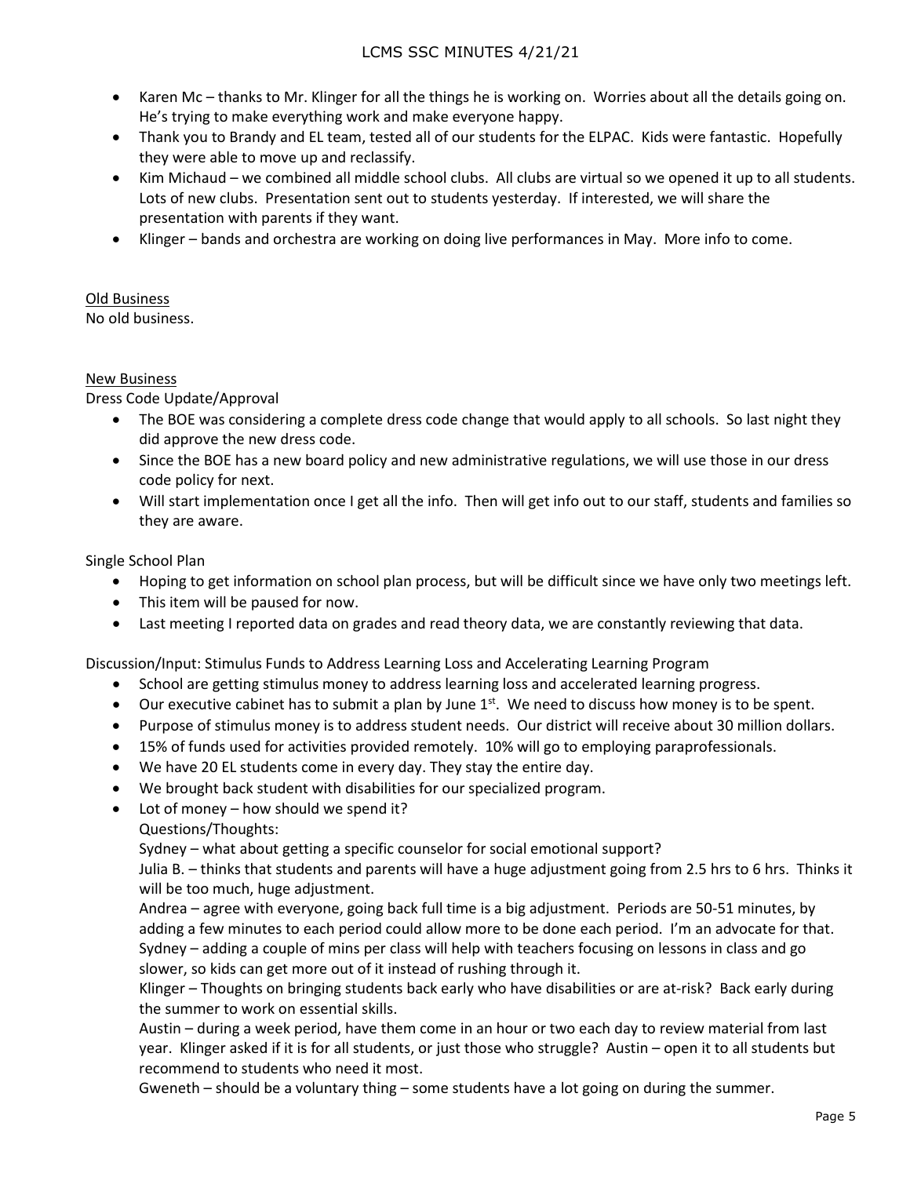- Karen Mc – thanks to Mr. Klinger for all the things he is working on. Worries about all the details going on. He's trying to make everything work and make everyone happy.
- Thank you to Brandy and EL team, tested all of our students for the ELPAC. Kids were fantastic. Hopefully they were able to move up and reclassify.
- Kim Michaud – we combined all middle school clubs. All clubs are virtual so we opened it up to all students. Lots of new clubs. Presentation sent out to students yesterday. If interested, we will share the presentation with parents if they want.
- Klinger – bands and orchestra are working on doing live performances in May. More info to come.

<u>Old Business</u>

No old business.

<u>New Business</u>

Dress Code Update/Approval

- The BOE was considering a complete dress code change that would apply to all schools. So last night they did approve the new dress code.
- Since the BOE has a new board policy and new administrative regulations, we will use those in our dress code policy for next.
- Will start implementation once I get all the info. Then will get info out to our staff, students and families so they are aware.

Single School Plan

- Hoping to get information on school plan process, but will be difficult since we have only two meetings left.
- This item will be paused for now.
- Last meeting I reported data on grades and read theory data, we are constantly reviewing that data.

Discussion/Input: Stimulus Funds to Address Learning Loss and Accelerating Learning Program

- School are getting stimulus money to address learning loss and accelerated learning progress.
- Our executive cabinet has to submit a plan by June 1st. We need to discuss how money is to be spent.
- Purpose of stimulus money is to address student needs. Our district will receive about 30 million dollars.
- 15% of funds used for activities provided remotely. 10% will go to employing paraprofessionals.
- We have 20 EL students come in every day. They stay the entire day.
- We brought back student with disabilities for our specialized program.
- Lot of money – how should we spend it?

  Questions/Thoughts:

  Sydney – what about getting a specific counselor for social emotional support?

  Julia B. – thinks that students and parents will have a huge adjustment going from 2.5 hrs to 6 hrs. Thinks it will be too much, huge adjustment.

  Andrea – agree with everyone, going back full time is a big adjustment. Periods are 50-51 minutes, by adding a few minutes to each period could allow more to be done each period. I'm an advocate for that.

  Sydney – adding a couple of mins per class will help with teachers focusing on lessons in class and go slower, so kids can get more out of it instead of rushing through it.

  Klinger – Thoughts on bringing students back early who have disabilities or are at-risk? Back early during the summer to work on essential skills.

  Austin – during a week period, have them come in an hour or two each day to review material from last year. Klinger asked if it is for all students, or just those who struggle? Austin – open it to all students but recommend to students who need it most.

  Gweneth – should be a voluntary thing – some students have a lot going on during the summer.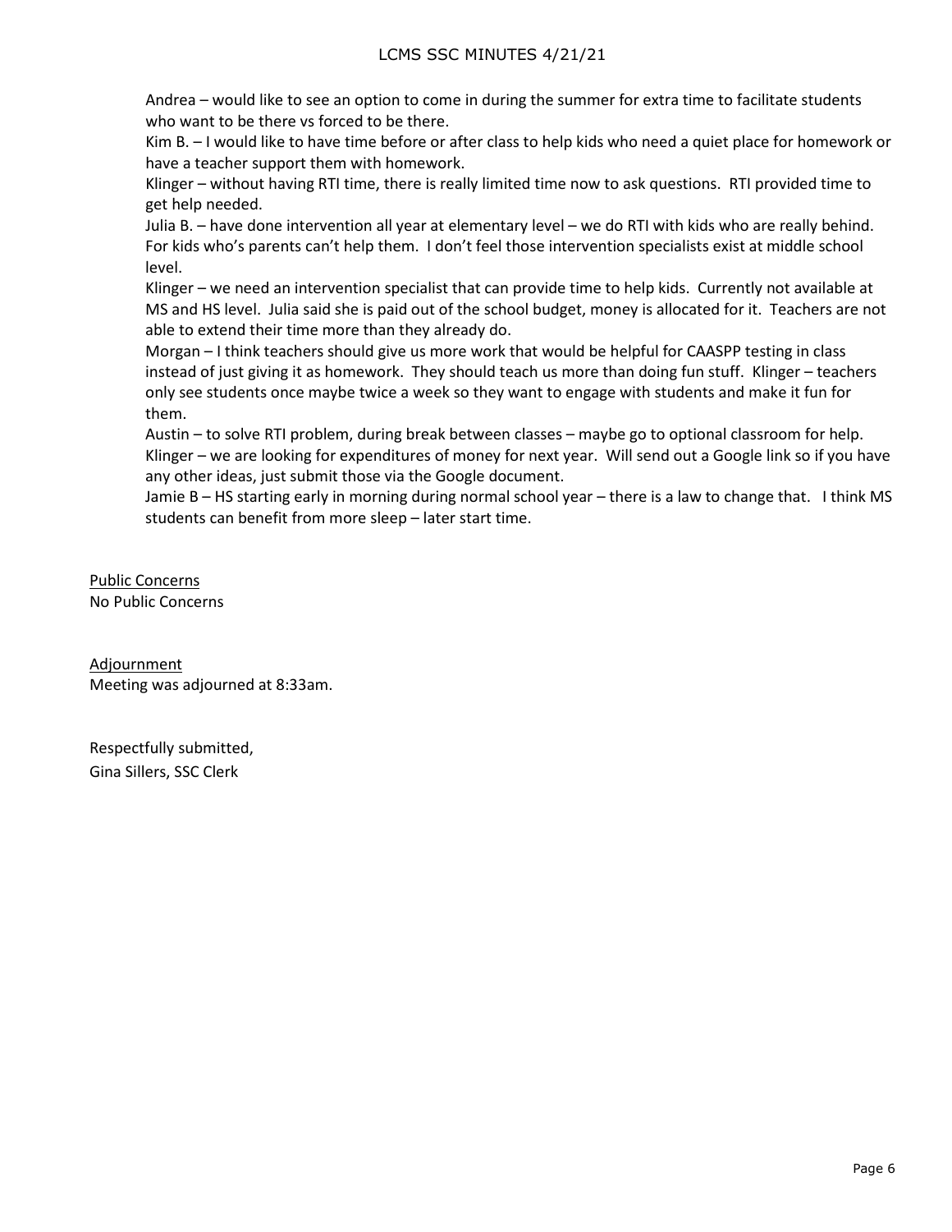Andrea – would like to see an option to come in during the summer for extra time to facilitate students who want to be there vs forced to be there.

Kim B. – I would like to have time before or after class to help kids who need a quiet place for homework or have a teacher support them with homework.

Klinger – without having RTI time, there is really limited time now to ask questions. RTI provided time to get help needed.

Julia B. – have done intervention all year at elementary level – we do RTI with kids who are really behind. For kids who's parents can't help them. I don't feel those intervention specialists exist at middle school level.

Klinger – we need an intervention specialist that can provide time to help kids. Currently not available at MS and HS level. Julia said she is paid out of the school budget, money is allocated for it. Teachers are not able to extend their time more than they already do.

Morgan – I think teachers should give us more work that would be helpful for CAASPP testing in class instead of just giving it as homework. They should teach us more than doing fun stuff. Klinger – teachers only see students once maybe twice a week so they want to engage with students and make it fun for them.

Austin – to solve RTI problem, during break between classes – maybe go to optional classroom for help.

Klinger – we are looking for expenditures of money for next year. Will send out a Google link so if you have any other ideas, just submit those via the Google document.

Jamie B – HS starting early in morning during normal school year – there is a law to change that. I think MS students can benefit from more sleep – later start time.

<u>Public Concerns</u>

No Public Concerns

<u>Adjournment</u>

Meeting was adjourned at 8:33am.

Respectfully submitted,
Gina Sillers, SSC Clerk